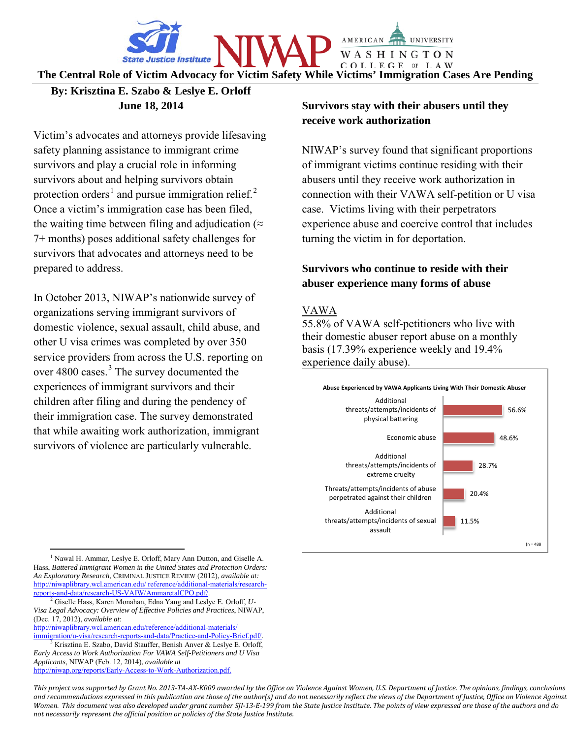# The Central Role of Victim Advocacy for Victim Safety While Victims' Immigration Cases Are Pending

**By: Krisztina E. Szabo & Leslye E. Orloff**
**June 18, 2014**

Victim's advocates and attorneys provide lifesaving safety planning assistance to immigrant crime survivors and play a crucial role in informing survivors about and helping survivors obtain protection orders[1] and pursue immigration relief.[2] Once a victim's immigration case has been filed, the waiting time between filing and adjudication (≈ 7+ months) poses additional safety challenges for survivors that advocates and attorneys need to be prepared to address.

In October 2013, NIWAP's nationwide survey of organizations serving immigrant survivors of domestic violence, sexual assault, child abuse, and other U visa crimes was completed by over 350 service providers from across the U.S. reporting on over 4800 cases.[3] The survey documented the experiences of immigrant survivors and their children after filing and during the pendency of their immigration case. The survey demonstrated that while awaiting work authorization, immigrant survivors of violence are particularly vulnerable.

## Survivors stay with their abusers until they receive work authorization

NIWAP's survey found that significant proportions of immigrant victims continue residing with their abusers until they receive work authorization in connection with their VAWA self-petition or U visa case. Victims living with their perpetrators experience abuse and coercive control that includes turning the victim in for deportation.

## Survivors who continue to reside with their abuser experience many forms of abuse

VAWA

55.8% of VAWA self-petitioners who live with their domestic abuser report abuse on a monthly basis (17.39% experience weekly and 19.4% experience daily abuse).

**Abuse Experienced by VAWA Applicants Living With Their Domestic Abuser**

| Type of abuse | Percentage |
|---|---|
| Additional threats/attempts/incidents of physical battering | 56.6% |
| Economic abuse | 48.6% |
| Additional threats/attempts/incidents of extreme cruelty | 28.7% |
| Threats/attempts/incidents of abuse perpetrated against their children | 20.4% |
| Additional threats/attempts/incidents of sexual assault | 11.5% |

(n = 488)

---

[1] Nawal H. Ammar, Leslye E. Orloff, Mary Ann Dutton, and Giselle A. Hass, *Battered Immigrant Women in the United States and Protection Orders: An Exploratory Research*, CRIMINAL JUSTICE REVIEW (2012), *available at:* http://niwaplibrary.wcl.american.edu/ reference/additional-materials/research-reports-and-data/research-US-VAIW/AmmaretalCPO.pdf/.

[2] Giselle Hass, Karen Monahan, Edna Yang and Leslye E. Orloff, *U-Visa Legal Advocacy: Overview of Effective Policies and Practices*, NIWAP, (Dec. 17, 2012), *available at*: http://niwaplibrary.wcl.american.edu/reference/additional-materials/immigration/u-visa/research-reports-and-data/Practice-and-Policy-Brief.pdf/.

[3] Krisztina E. Szabo, David Stauffer, Benish Anver & Leslye E. Orloff, *Early Access to Work Authorization For VAWA Self-Petitioners and U Visa Applicants*, NIWAP (Feb. 12, 2014), *available at* http://niwap.org/reports/Early-Access-to-Work-Authorization.pdf.

*This project was supported by Grant No. 2013-TA-AX-K009 awarded by the Office on Violence Against Women, U.S. Department of Justice. The opinions, findings, conclusions and recommendations expressed in this publication are those of the author(s) and do not necessarily reflect the views of the Department of Justice, Office on Violence Against Women. This document was also developed under grant number SJI-13-E-199 from the State Justice Institute. The points of view expressed are those of the authors and do not necessarily represent the official position or policies of the State Justice Institute.*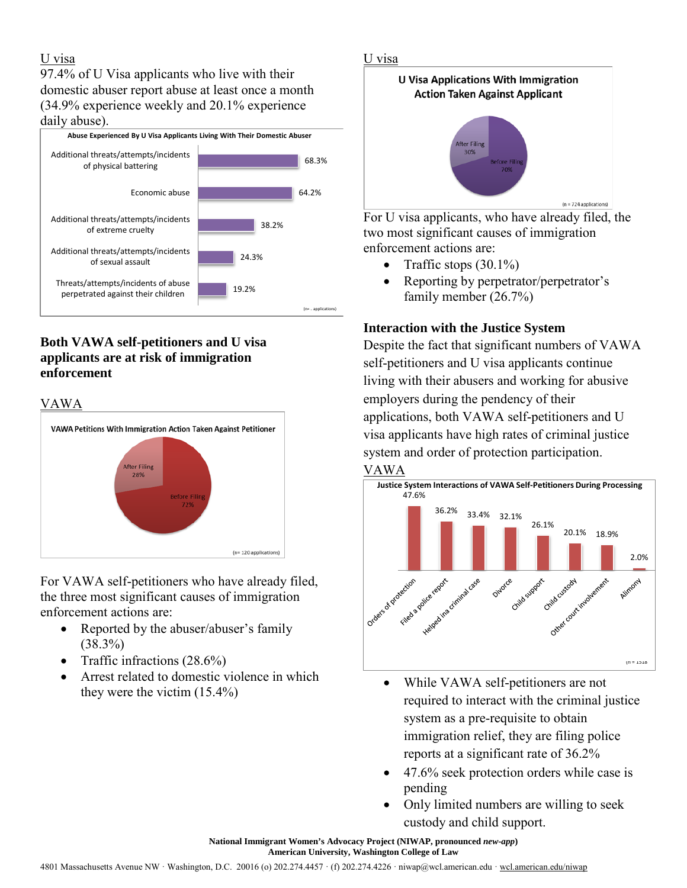U visa

97.4% of U Visa applicants who live with their domestic abuser report abuse at least once a month (34.9% experience weekly and 20.1% experience daily abuse).

**Abuse Experienced By U Visa Applicants Living With Their Domestic Abuser**

| Type | Percent |
|---|---|
| Additional threats/attempts/incidents of physical battering | 68.3% |
| Economic abuse | 64.2% |
| Additional threats/attempts/incidents of extreme cruelty | 38.2% |
| Additional threats/attempts/incidents of sexual assault | 24.3% |
| Threats/attempts/incidents of abuse perpetrated against their children | 19.2% |

(n= _ applications)

## Both VAWA self-petitioners and U visa applicants are at risk of immigration enforcement

VAWA

**VAWA Petitions With Immigration Action Taken Against Petitioner**

| | Percent |
|---|---|
| After Filing | 28% |
| Before Filing | 72% |

(n= 120 applications)

For VAWA self-petitioners who have already filed, the three most significant causes of immigration enforcement actions are:

- Reported by the abuser/abuser's family (38.3%)
- Traffic infractions (28.6%)
- Arrest related to domestic violence in which they were the victim (15.4%)

U visa

**U Visa Applications With Immigration Action Taken Against Applicant**

| | Percent |
|---|---|
| After Filing | 30% |
| Before Filing | 70% |

(n = 724 applications)

For U visa applicants, who have already filed, the two most significant causes of immigration enforcement actions are:

- Traffic stops (30.1%)
- Reporting by perpetrator/perpetrator's family member (26.7%)

## Interaction with the Justice System

Despite the fact that significant numbers of VAWA self-petitioners and U visa applicants continue living with their abusers and working for abusive employers during the pendency of their applications, both VAWA self-petitioners and U visa applicants have high rates of criminal justice system and order of protection participation.

VAWA

**Justice System Interactions of VAWA Self-Petitioners During Processing**

| Interaction | Percent |
|---|---|
| Orders of protection | 47.6% |
| Filed a police report | 36.2% |
| Helped in a criminal case | 33.4% |
| Divorce | 32.1% |
| Child support | 26.1% |
| Child custody | 20.1% |
| Other court involvement | 18.9% |
| Alimony | 2.0% |

(n = 1518)

- While VAWA self-petitioners are not required to interact with the criminal justice system as a pre-requisite to obtain immigration relief, they are filing police reports at a significant rate of 36.2%
- 47.6% seek protection orders while case is pending
- Only limited numbers are willing to seek custody and child support.

**National Immigrant Women's Advocacy Project (NIWAP, pronounced *new-app*)**
**American University, Washington College of Law**

4801 Massachusetts Avenue NW · Washington, D.C. 20016 (o) 202.274.4457 · (f) 202.274.4226 · niwap@wcl.american.edu · wcl.american.edu/niwap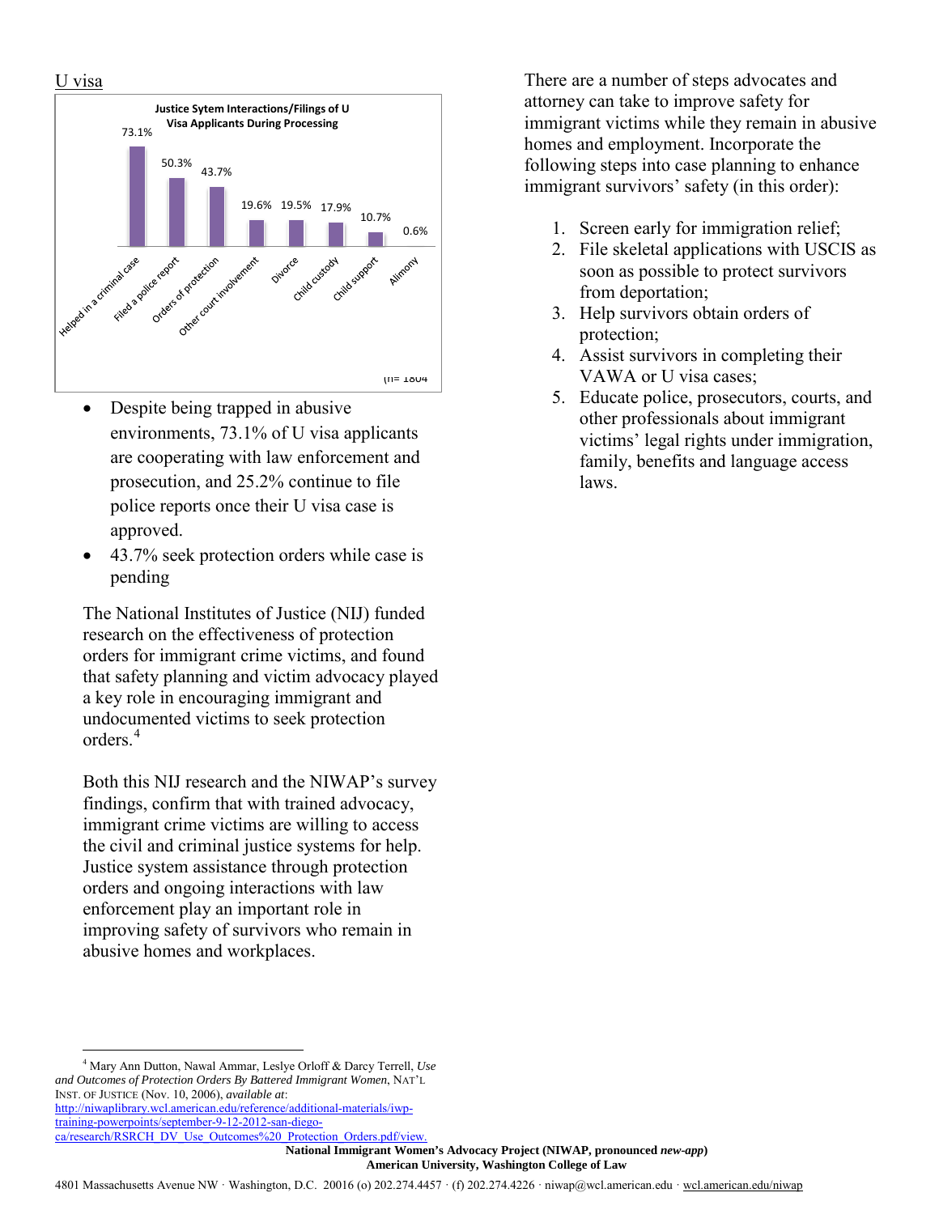U visa

Justice Sytem Interactions/Filings of U Visa Applicants During Processing

73.1%
50.3%
43.7%
19.6%
19.5%
17.9%
10.7%
0.6%

Helped in a criminal case
Filed a police report
Orders of protection
Other court involvement
Divorce
Child custody
Child support
Alimony

(n= 1804

- Despite being trapped in abusive environments, 73.1% of U visa applicants are cooperating with law enforcement and prosecution, and 25.2% continue to file police reports once their U visa case is approved.
- 43.7% seek protection orders while case is pending

The National Institutes of Justice (NIJ) funded research on the effectiveness of protection orders for immigrant crime victims, and found that safety planning and victim advocacy played a key role in encouraging immigrant and undocumented victims to seek protection orders.[4]

Both this NIJ research and the NIWAP's survey findings, confirm that with trained advocacy, immigrant crime victims are willing to access the civil and criminal justice systems for help. Justice system assistance through protection orders and ongoing interactions with law enforcement play an important role in improving safety of survivors who remain in abusive homes and workplaces.

There are a number of steps advocates and attorney can take to improve safety for immigrant victims while they remain in abusive homes and employment. Incorporate the following steps into case planning to enhance immigrant survivors' safety (in this order):

1. Screen early for immigration relief;
2. File skeletal applications with USCIS as soon as possible to protect survivors from deportation;
3. Help survivors obtain orders of protection;
4. Assist survivors in completing their VAWA or U visa cases;
5. Educate police, prosecutors, courts, and other professionals about immigrant victims' legal rights under immigration, family, benefits and language access laws.

[4] Mary Ann Dutton, Nawal Ammar, Leslye Orloff & Darcy Terrell, *Use and Outcomes of Protection Orders By Battered Immigrant Women*, NAT'L INST. OF JUSTICE (Nov. 10, 2006), *available at*: http://niwaplibrary.wcl.american.edu/reference/additional-materials/iwp-training-powerpoints/september-9-12-2012-san-diego-ca/research/RSRCH_DV_Use_Outcomes%20_Protection_Orders.pdf/view.

**National Immigrant Women's Advocacy Project (NIWAP, pronounced *new-app*)**
**American University, Washington College of Law**

4801 Massachusetts Avenue NW · Washington, D.C. 20016 (o) 202.274.4457 · (f) 202.274.4226 · niwap@wcl.american.edu · wcl.american.edu/niwap